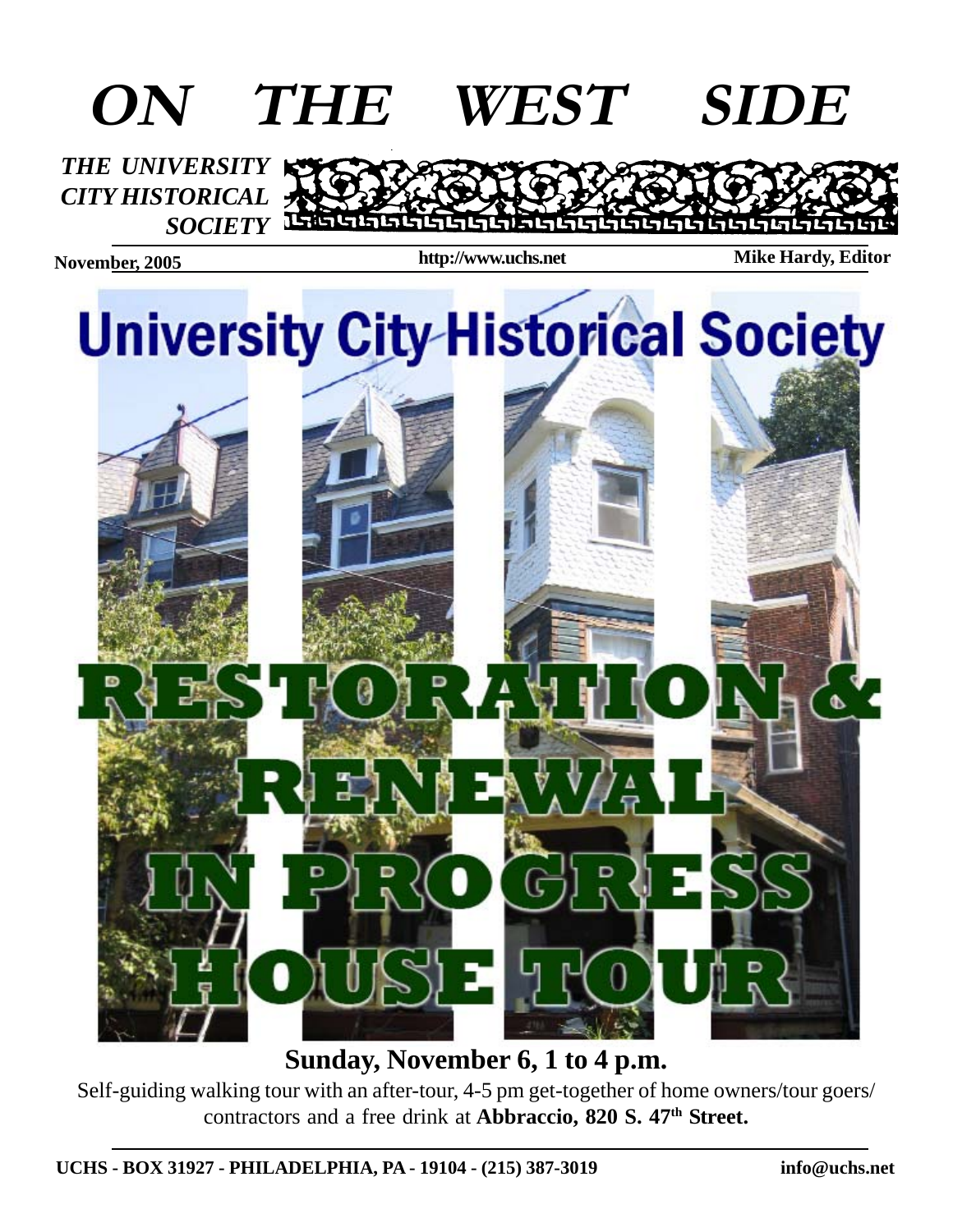# ON THE WEST SIDE

*THE UNIVERSITY CITY HISTORICAL SOCIETY*

**November, 2005** **http://www.uchs.net** **Mike Hardy, Editor**

# University City Historical Society

# RESTORATION & RENEWAL IN PROGRESS HOUSE TOUR

## Sunday, November 6, 1 to 4 p.m.

Self-guiding walking tour with an after-tour, 4-5 pm get-together of home owners/tour goers/ contractors and a free drink at **Abbraccio, 820 S. 47th Street.**

**UCHS - BOX 31927 - PHILADELPHIA, PA - 19104 - (215) 387-3019** **info@uchs.net**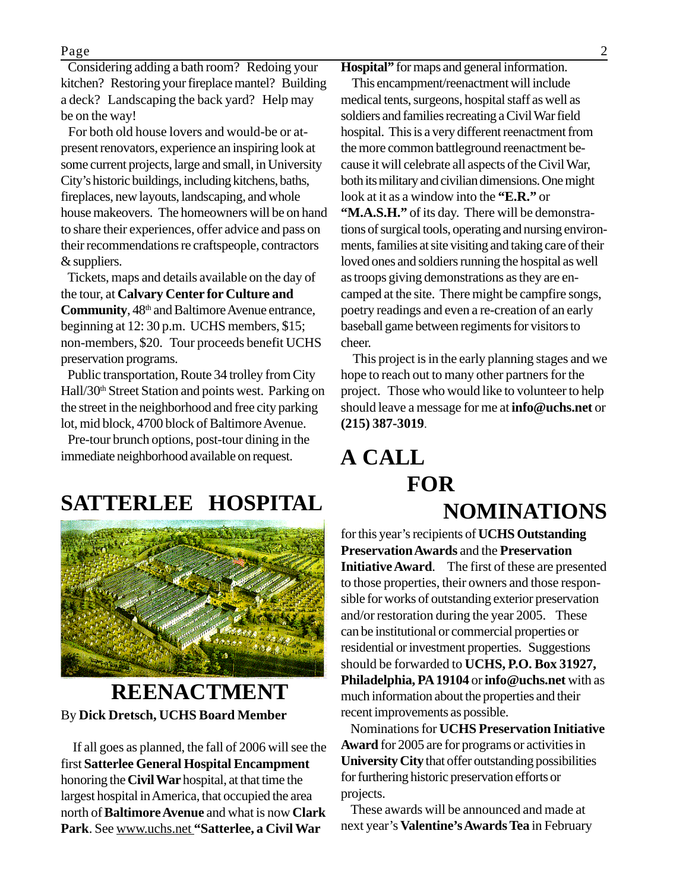Considering adding a bath room? Redoing your kitchen? Restoring your fireplace mantel? Building a deck? Landscaping the back yard? Help may be on the way!

For both old house lovers and would-be or at-present renovators, experience an inspiring look at some current projects, large and small, in University City's historic buildings, including kitchens, baths, fireplaces, new layouts, landscaping, and whole house makeovers. The homeowners will be on hand to share their experiences, offer advice and pass on their recommendations re craftspeople, contractors & suppliers.

Tickets, maps and details available on the day of the tour, at **Calvary Center for Culture and Community**, 48th and Baltimore Avenue entrance, beginning at 12: 30 p.m. UCHS members, $15; non-members, $20. Tour proceeds benefit UCHS preservation programs.

Public transportation, Route 34 trolley from City Hall/30th Street Station and points west. Parking on the street in the neighborhood and free city parking lot, mid block, 4700 block of Baltimore Avenue.

Pre-tour brunch options, post-tour dining in the immediate neighborhood available on request.

## SATTERLEE HOSPITAL REENACTMENT

By **Dick Dretsch, UCHS Board Member**

If all goes as planned, the fall of 2006 will see the first **Satterlee General Hospital Encampment** honoring the **Civil War** hospital, at that time the largest hospital in America, that occupied the area north of **Baltimore Avenue** and what is now **Clark Park**. See www.uchs.net **"Satterlee, a Civil War Hospital"** for maps and general information.

This encampment/reenactment will include medical tents, surgeons, hospital staff as well as soldiers and families recreating a Civil War field hospital. This is a very different reenactment from the more common battleground reenactment because it will celebrate all aspects of the Civil War, both its military and civilian dimensions. One might look at it as a window into the **"E.R."** or **"M.A.S.H."** of its day. There will be demonstrations of surgical tools, operating and nursing environments, families at site visiting and taking care of their loved ones and soldiers running the hospital as well as troops giving demonstrations as they are encamped at the site. There might be campfire songs, poetry readings and even a re-creation of an early baseball game between regiments for visitors to cheer.

This project is in the early planning stages and we hope to reach out to many other partners for the project. Those who would like to volunteer to help should leave a message for me at **info@uchs.net** or **(215) 387-3019**.

## A CALL FOR NOMINATIONS

for this year's recipients of **UCHS Outstanding Preservation Awards** and the **Preservation Initiative Award**. The first of these are presented to those properties, their owners and those responsible for works of outstanding exterior preservation and/or restoration during the year 2005. These can be institutional or commercial properties or residential or investment properties. Suggestions should be forwarded to **UCHS, P.O. Box 31927, Philadelphia, PA 19104** or **info@uchs.net** with as much information about the properties and their recent improvements as possible.

Nominations for **UCHS Preservation Initiative Award** for 2005 are for programs or activities in **University City** that offer outstanding possibilities for furthering historic preservation efforts or projects.

These awards will be announced and made at next year's **Valentine's Awards Tea** in February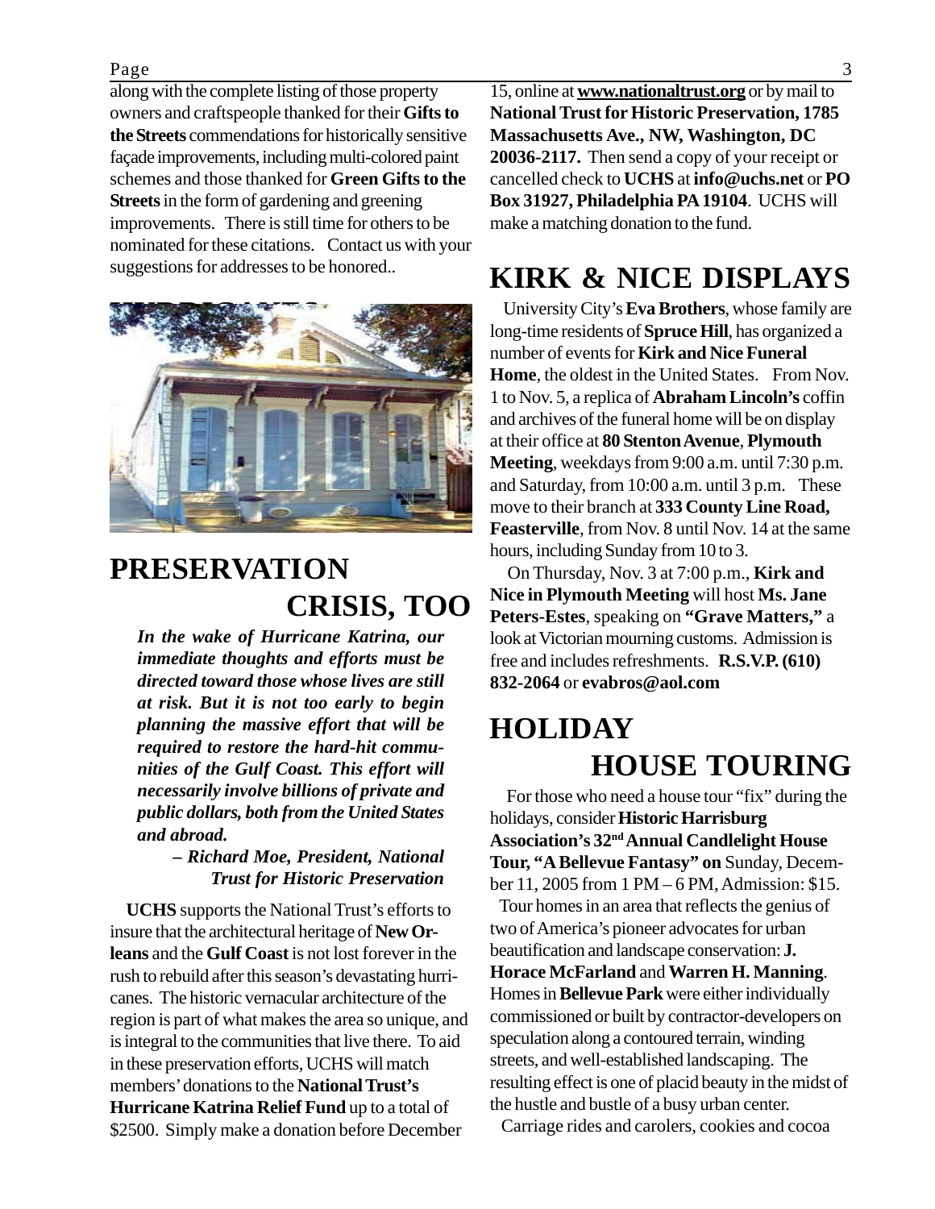along with the complete listing of those property owners and craftspeople thanked for their **Gifts to the Streets** commendations for historically sensitive façade improvements, including multi-colored paint schemes and those thanked for **Green Gifts to the Streets** in the form of gardening and greening improvements. There is still time for others to be nominated for these citations. Contact us with your suggestions for addresses to be honored..

## PRESERVATION CRISIS, TOO

***In the wake of Hurricane Katrina, our immediate thoughts and efforts must be directed toward those whose lives are still at risk. But it is not too early to begin planning the massive effort that will be required to restore the hard-hit communities of the Gulf Coast. This effort will necessarily involve billions of private and public dollars, both from the United States and abroad.***

***– Richard Moe, President, National Trust for Historic Preservation***

**UCHS** supports the National Trust's efforts to insure that the architectural heritage of **New Orleans** and the **Gulf Coast** is not lost forever in the rush to rebuild after this season's devastating hurricanes. The historic vernacular architecture of the region is part of what makes the area so unique, and is integral to the communities that live there. To aid in these preservation efforts, UCHS will match members' donations to the **National Trust's Hurricane Katrina Relief Fund** up to a total of $2500. Simply make a donation before December 15, online at **www.nationaltrust.org** or by mail to **National Trust for Historic Preservation, 1785 Massachusetts Ave., NW, Washington, DC 20036-2117.** Then send a copy of your receipt or cancelled check to **UCHS** at **info@uchs.net** or **PO Box 31927, Philadelphia PA 19104**. UCHS will make a matching donation to the fund.

## KIRK & NICE DISPLAYS

University City's **Eva Brothers**, whose family are long-time residents of **Spruce Hill**, has organized a number of events for **Kirk and Nice Funeral Home**, the oldest in the United States. From Nov. 1 to Nov. 5, a replica of **Abraham Lincoln's** coffin and archives of the funeral home will be on display at their office at **80 Stenton Avenue**, **Plymouth Meeting**, weekdays from 9:00 a.m. until 7:30 p.m. and Saturday, from 10:00 a.m. until 3 p.m. These move to their branch at **333 County Line Road, Feasterville**, from Nov. 8 until Nov. 14 at the same hours, including Sunday from 10 to 3.

On Thursday, Nov. 3 at 7:00 p.m., **Kirk and Nice in Plymouth Meeting** will host **Ms. Jane Peters-Estes**, speaking on **"Grave Matters,"** a look at Victorian mourning customs. Admission is free and includes refreshments. **R.S.V.P. (610) 832-2064** or **evabros@aol.com**

## HOLIDAY HOUSE TOURING

For those who need a house tour "fix" during the holidays, consider **Historic Harrisburg Association's 32nd Annual Candlelight House Tour, "A Bellevue Fantasy" on** Sunday, December 11, 2005 from 1 PM – 6 PM, Admission: $15.

Tour homes in an area that reflects the genius of two of America's pioneer advocates for urban beautification and landscape conservation: **J. Horace McFarland** and **Warren H. Manning**. Homes in **Bellevue Park** were either individually commissioned or built by contractor-developers on speculation along a contoured terrain, winding streets, and well-established landscaping. The resulting effect is one of placid beauty in the midst of the hustle and bustle of a busy urban center.

Carriage rides and carolers, cookies and cocoa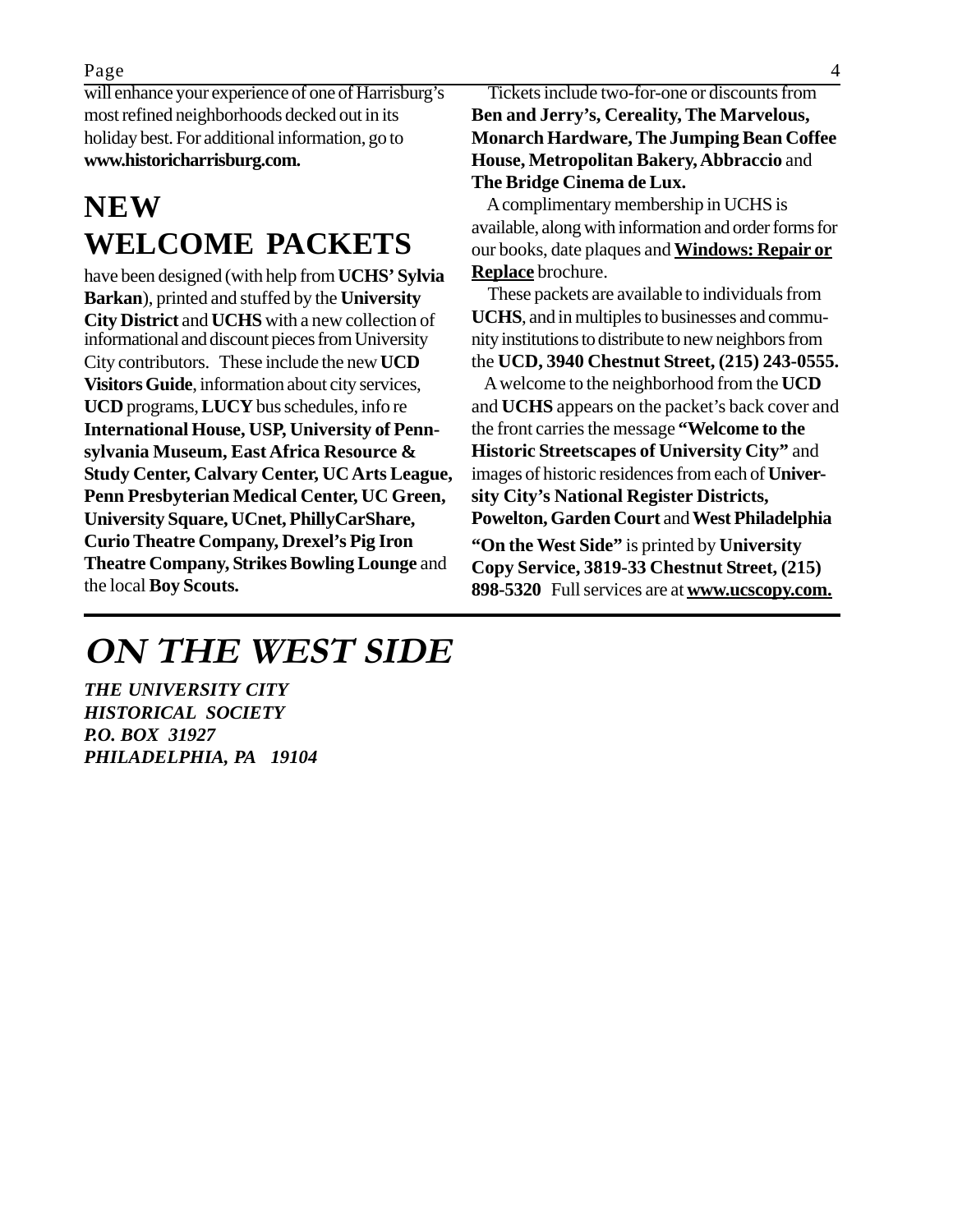will enhance your experience of one of Harrisburg's most refined neighborhoods decked out in its holiday best. For additional information, go to **www.historicharrisburg.com.**

## NEW WELCOME PACKETS

have been designed (with help from **UCHS' Sylvia Barkan**), printed and stuffed by the **University City District** and **UCHS** with a new collection of informational and discount pieces from University City contributors. These include the new **UCD Visitors Guide**, information about city services, **UCD** programs, **LUCY** bus schedules, info re **International House, USP, University of Pennsylvania Museum, East Africa Resource & Study Center, Calvary Center, UC Arts League, Penn Presbyterian Medical Center, UC Green, University Square, UCnet, PhillyCarShare, Curio Theatre Company, Drexel's Pig Iron Theatre Company, Strikes Bowling Lounge** and the local **Boy Scouts.**

Tickets include two-for-one or discounts from **Ben and Jerry's, Cereality, The Marvelous, Monarch Hardware, The Jumping Bean Coffee House, Metropolitan Bakery, Abbraccio** and **The Bridge Cinema de Lux.**

A complimentary membership in UCHS is available, along with information and order forms for our books, date plaques and **Windows: Repair or Replace** brochure.

These packets are available to individuals from **UCHS**, and in multiples to businesses and community institutions to distribute to new neighbors from the **UCD, 3940 Chestnut Street, (215) 243-0555.**

A welcome to the neighborhood from the **UCD** and **UCHS** appears on the packet's back cover and the front carries the message **"Welcome to the Historic Streetscapes of University City"** and images of historic residences from each of **University City's National Register Districts, Powelton, Garden Court** and **West Philadelphia**

**"On the West Side"** is printed by **University Copy Service, 3819-33 Chestnut Street, (215) 898-5320** Full services are at **www.ucscopy.com.**

---

## *ON THE WEST SIDE*

***THE UNIVERSITY CITY***
***HISTORICAL SOCIETY***
***P.O. BOX 31927***
***PHILADELPHIA, PA 19104***